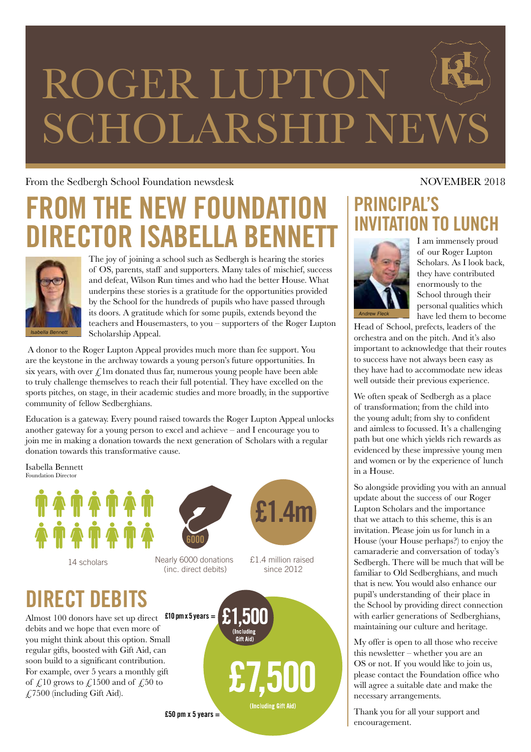# ROGER LUPTON SCHOLARSHIP NEWS

From the Sedbergh School Foundation newsdesk

NOVEMBER 2018

## FROM THE NEW FOUNDATION DIRECTOR ISABELLA BENNETT

*Isabella Bennett*

The joy of joining a school such as Sedbergh is hearing the stories of OS, parents, staff and supporters. Many tales of mischief, success and defeat, Wilson Run times and who had the better House. What underpins these stories is a gratitude for the opportunities provided by the School for the hundreds of pupils who have passed through its doors. A gratitude which for some pupils, extends beyond the teachers and Housemasters, to you – supporters of the Roger Lupton Scholarship Appeal.

A donor to the Roger Lupton Appeal provides much more than fee support. You are the keystone in the archway towards a young person's future opportunities. In six years, with over £1m donated thus far, numerous young people have been able to truly challenge themselves to reach their full potential. They have excelled on the sports pitches, on stage, in their academic studies and more broadly, in the supportive community of fellow Sedberghians.

Education is a gateway. Every pound raised towards the Roger Lupton Appeal unlocks another gateway for a young person to excel and achieve – and I encourage you to join me in making a donation towards the next generation of Scholars with a regular donation towards this transformative cause.

Isabella Bennett
Foundation Director

14 scholars

6000
Nearly 6000 donations (inc. direct debits)

£1.4m
£1.4 million raised since 2012

## DIRECT DEBITS

Almost 100 donors have set up direct debits and we hope that even more of you might think about this option. Small regular gifts, boosted with Gift Aid, can soon build to a significant contribution. For example, over 5 years a monthly gift of £10 grows to £1500 and of £50 to £7500 (including Gift Aid).

£10 pm x 5 years = £1,500 (Including Gift Aid)

£50 pm x 5 years = £7,500 (Including Gift Aid)

## PRINCIPAL'S INVITATION TO LUNCH

*Andrew Fleck*

I am immensely proud of our Roger Lupton Scholars. As I look back, they have contributed enormously to the School through their personal qualities which have led them to become Head of School, prefects, leaders of the orchestra and on the pitch. And it's also important to acknowledge that their routes to success have not always been easy as they have had to accommodate new ideas well outside their previous experience.

We often speak of Sedbergh as a place of transformation; from the child into the young adult; from shy to confident and aimless to focussed. It's a challenging path but one which yields rich rewards as evidenced by these impressive young men and women or by the experience of lunch in a House.

So alongside providing you with an annual update about the success of our Roger Lupton Scholars and the importance that we attach to this scheme, this is an invitation. Please join us for lunch in a House (your House perhaps?) to enjoy the camaraderie and conversation of today's Sedbergh. There will be much that will be familiar to Old Sedberghians, and much that is new. You would also enhance our pupil's understanding of their place in the School by providing direct connection with earlier generations of Sedberghians, maintaining our culture and heritage.

My offer is open to all those who receive this newsletter – whether you are an OS or not. If you would like to join us, please contact the Foundation office who will agree a suitable date and make the necessary arrangements.

Thank you for all your support and encouragement.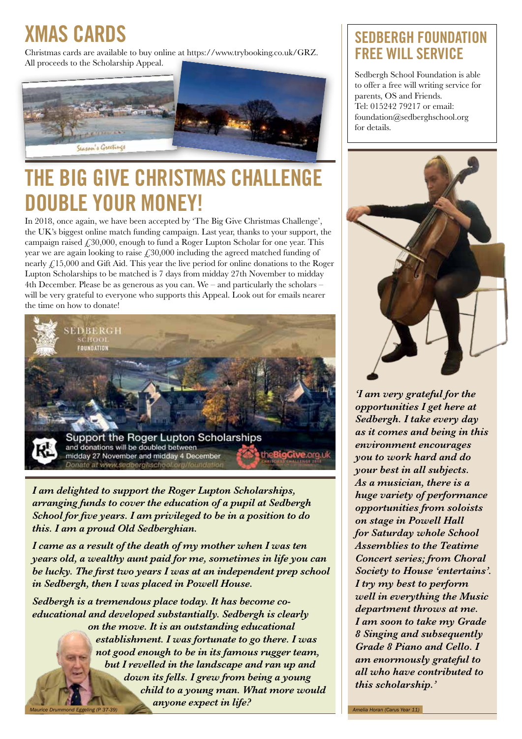# XMAS CARDS

Christmas cards are available to buy online at https://www.trybooking.co.uk/GRZ. All proceeds to the Scholarship Appeal.

# THE BIG GIVE CHRISTMAS CHALLENGE DOUBLE YOUR MONEY!

In 2018, once again, we have been accepted by 'The Big Give Christmas Challenge', the UK's biggest online match funding campaign. Last year, thanks to your support, the campaign raised £30,000, enough to fund a Roger Lupton Scholar for one year. This year we are again looking to raise £30,000 including the agreed matched funding of nearly £15,000 and Gift Aid. This year the live period for online donations to the Roger Lupton Scholarships to be matched is 7 days from midday 27th November to midday 4th December. Please be as generous as you can. We – and particularly the scholars – will be very grateful to everyone who supports this Appeal. Look out for emails nearer the time on how to donate!

*I am delighted to support the Roger Lupton Scholarships, arranging funds to cover the education of a pupil at Sedbergh School for five years. I am privileged to be in a position to do this. I am a proud Old Sedberghian.*

*I came as a result of the death of my mother when I was ten years old, a wealthy aunt paid for me, sometimes in life you can be lucky. The first two years I was at an independent prep school in Sedbergh, then I was placed in Powell House.*

*Sedbergh is a tremendous place today. It has become co-educational and developed substantially. Sedbergh is clearly on the move. It is an outstanding educational establishment. I was fortunate to go there. I was not good enough to be in its famous rugger team, but I revelled in the landscape and ran up and down its fells. I grew from being a young child to a young man. What more would anyone expect in life?*

Maurice Drummond Eggeling (P 37-39)

# SEDBERGH FOUNDATION FREE WILL SERVICE

Sedbergh School Foundation is able to offer a free will writing service for parents, OS and Friends.
Tel: 015242 79217 or email: foundation@sedberghschool.org for details.

*'I am very grateful for the opportunities I get here at Sedbergh. I take every day as it comes and being in this environment encourages you to work hard and do your best in all subjects. As a musician, there is a huge variety of performance opportunities from soloists on stage in Powell Hall for Saturday whole School Assemblies to the Teatime Concert series; from Choral Society to House 'entertains'. I try my best to perform well in everything the Music department throws at me. I am soon to take my Grade 8 Singing and subsequently Grade 8 Piano and Cello. I am enormously grateful to all who have contributed to this scholarship.'*

Amelia Horan (Carus Year 11)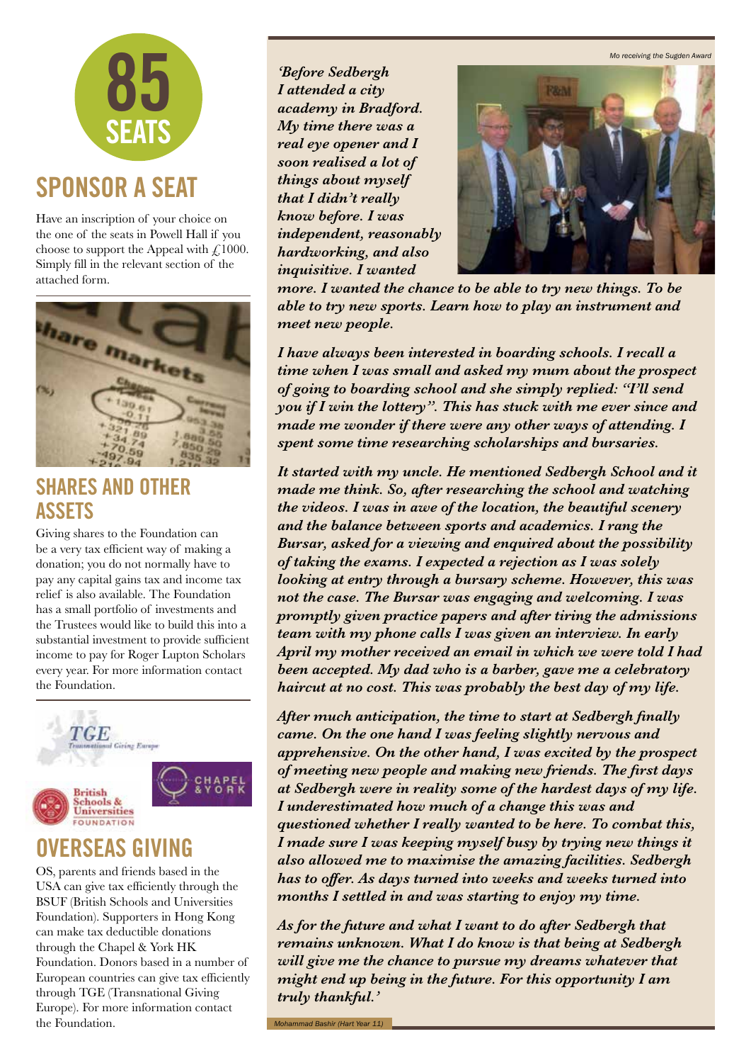**85 SEATS**

## SPONSOR A SEAT

Have an inscription of your choice on the one of the seats in Powell Hall if you choose to support the Appeal with £1000. Simply fill in the relevant section of the attached form.

## SHARES AND OTHER ASSETS

Giving shares to the Foundation can be a very tax efficient way of making a donation; you do not normally have to pay any capital gains tax and income tax relief is also available. The Foundation has a small portfolio of investments and the Trustees would like to build this into a substantial investment to provide sufficient income to pay for Roger Lupton Scholars every year. For more information contact the Foundation.

## OVERSEAS GIVING

OS, parents and friends based in the USA can give tax efficiently through the BSUF (British Schools and Universities Foundation). Supporters in Hong Kong can make tax deductible donations through the Chapel & York HK Foundation. Donors based in a number of European countries can give tax efficiently through TGE (Transnational Giving Europe). For more information contact the Foundation.

*Mo receiving the Sugden Award*

***'Before Sedbergh I attended a city academy in Bradford. My time there was a real eye opener and I soon realised a lot of things about myself that I didn't really know before. I was independent, reasonably hardworking, and also inquisitive. I wanted more. I wanted the chance to be able to try new things. To be able to try new sports. Learn how to play an instrument and meet new people.***

***I have always been interested in boarding schools. I recall a time when I was small and asked my mum about the prospect of going to boarding school and she simply replied: "I'll send you if I win the lottery". This has stuck with me ever since and made me wonder if there were any other ways of attending. I spent some time researching scholarships and bursaries.***

***It started with my uncle. He mentioned Sedbergh School and it made me think. So, after researching the school and watching the videos. I was in awe of the location, the beautiful scenery and the balance between sports and academics. I rang the Bursar, asked for a viewing and enquired about the possibility of taking the exams. I expected a rejection as I was solely looking at entry through a bursary scheme. However, this was not the case. The Bursar was engaging and welcoming. I was promptly given practice papers and after tiring the admissions team with my phone calls I was given an interview. In early April my mother received an email in which we were told I had been accepted. My dad who is a barber, gave me a celebratory haircut at no cost. This was probably the best day of my life.***

***After much anticipation, the time to start at Sedbergh finally came. On the one hand I was feeling slightly nervous and apprehensive. On the other hand, I was excited by the prospect of meeting new people and making new friends. The first days at Sedbergh were in reality some of the hardest days of my life. I underestimated how much of a change this was and questioned whether I really wanted to be here. To combat this, I made sure I was keeping myself busy by trying new things it also allowed me to maximise the amazing facilities. Sedbergh has to offer. As days turned into weeks and weeks turned into months I settled in and was starting to enjoy my time.***

***As for the future and what I want to do after Sedbergh that remains unknown. What I do know is that being at Sedbergh will give me the chance to pursue my dreams whatever that might end up being in the future. For this opportunity I am truly thankful.'***

*Mohammad Bashir (Hart Year 11)*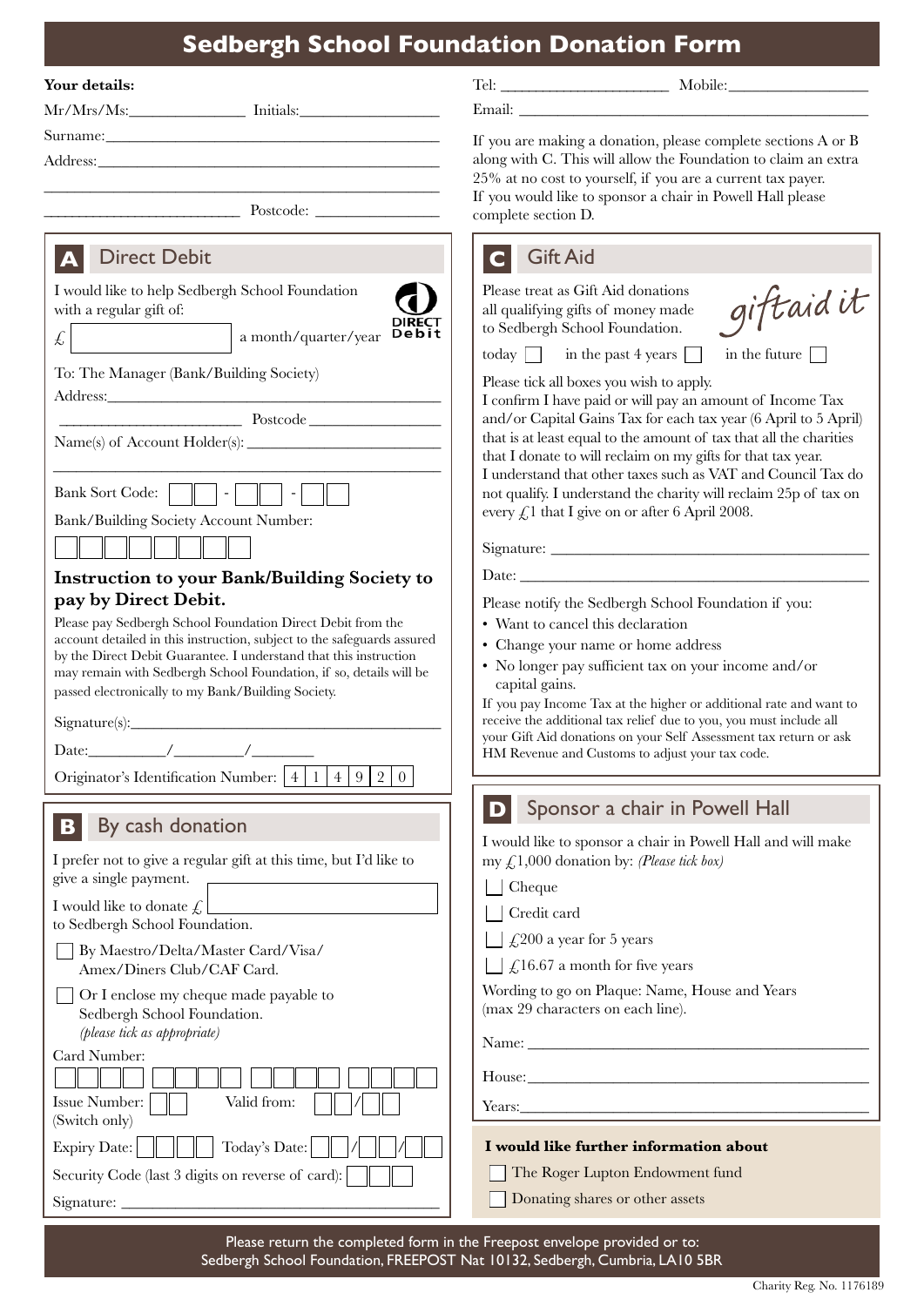# Sedbergh School Foundation Donation Form

**Your details:**

Mr/Mrs/Ms:______________ Initials:__________________

Surname:____________________________________________

Address:____________________________________________

____________________________________________________

__________________________ Postcode: ________________

Tel: ______________________ Mobile:__________________

Email: _____________________________________________

If you are making a donation, please complete sections A or B along with C. This will allow the Foundation to claim an extra 25% at no cost to yourself, if you are a current tax payer. If you would like to sponsor a chair in Powell Hall please complete section D.

## A Direct Debit

I would like to help Sedbergh School Foundation with a regular gift of:

£ [ ] a month/quarter/year

DIRECT Debit

To: The Manager (Bank/Building Society)

Address:____________________________________________

__________________________ Postcode ________________

Name(s) of Account Holder(s): _______________________

____________________________________________________

Bank Sort Code: [ ][ ] - [ ][ ] - [ ][ ]

Bank/Building Society Account Number:

[ ][ ][ ][ ][ ][ ][ ][ ]

**Instruction to your Bank/Building Society to pay by Direct Debit.**

Please pay Sedbergh School Foundation Direct Debit from the account detailed in this instruction, subject to the safeguards assured by the Direct Debit Guarantee. I understand that this instruction may remain with Sedbergh School Foundation, if so, details will be passed electronically to my Bank/Building Society.

Signature(s):_______________________________________

Date:__________/_________/________

Originator's Identification Number: 4 1 4 9 2 0

## B By cash donation

I prefer not to give a regular gift at this time, but I'd like to give a single payment.

I would like to donate £ [ ] to Sedbergh School Foundation.

- [ ] By Maestro/Delta/Master Card/Visa/Amex/Diners Club/CAF Card.
- [ ] Or I enclose my cheque made payable to Sedbergh School Foundation.

*(please tick as appropriate)*

Card Number:

[ ][ ][ ][ ] [ ][ ][ ][ ] [ ][ ][ ][ ] [ ][ ][ ][ ]

Issue Number: [ ][ ] (Switch only) Valid from: [ ][ ]/[ ][ ]

Expiry Date: [ ][ ][ ][ ] Today's Date: [ ][ ]/[ ][ ]/[ ][ ]

Security Code (last 3 digits on reverse of card): [ ][ ][ ]

Signature: _________________________________________

## C Gift Aid

giftaid it

Please treat as Gift Aid donations all qualifying gifts of money made to Sedbergh School Foundation.

today [ ] in the past 4 years [ ] in the future [ ]

Please tick all boxes you wish to apply.

I confirm I have paid or will pay an amount of Income Tax and/or Capital Gains Tax for each tax year (6 April to 5 April) that is at least equal to the amount of tax that all the charities that I donate to will reclaim on my gifts for that tax year. I understand that other taxes such as VAT and Council Tax do not qualify. I understand the charity will reclaim 25p of tax on every £1 that I give on or after 6 April 2008.

Signature: _________________________________________

Date: ______________________________________________

Please notify the Sedbergh School Foundation if you:

- Want to cancel this declaration
- Change your name or home address
- No longer pay sufficient tax on your income and/or capital gains.

If you pay Income Tax at the higher or additional rate and want to receive the additional tax relief due to you, you must include all your Gift Aid donations on your Self Assessment tax return or ask HM Revenue and Customs to adjust your tax code.

## D Sponsor a chair in Powell Hall

I would like to sponsor a chair in Powell Hall and will make my £1,000 donation by: *(Please tick box)*

- [ ] Cheque
- [ ] Credit card
- [ ] £200 a year for 5 years
- [ ] £16.67 a month for five years

Wording to go on Plaque: Name, House and Years (max 29 characters on each line).

Name: ______________________________________________

House:______________________________________________

Years:______________________________________________

**I would like further information about**

- [ ] The Roger Lupton Endowment fund
- [ ] Donating shares or other assets

Please return the completed form in the Freepost envelope provided or to:
Sedbergh School Foundation, FREEPOST Nat 10132, Sedbergh, Cumbria, LA10 5BR

Charity Reg. No. 1176189